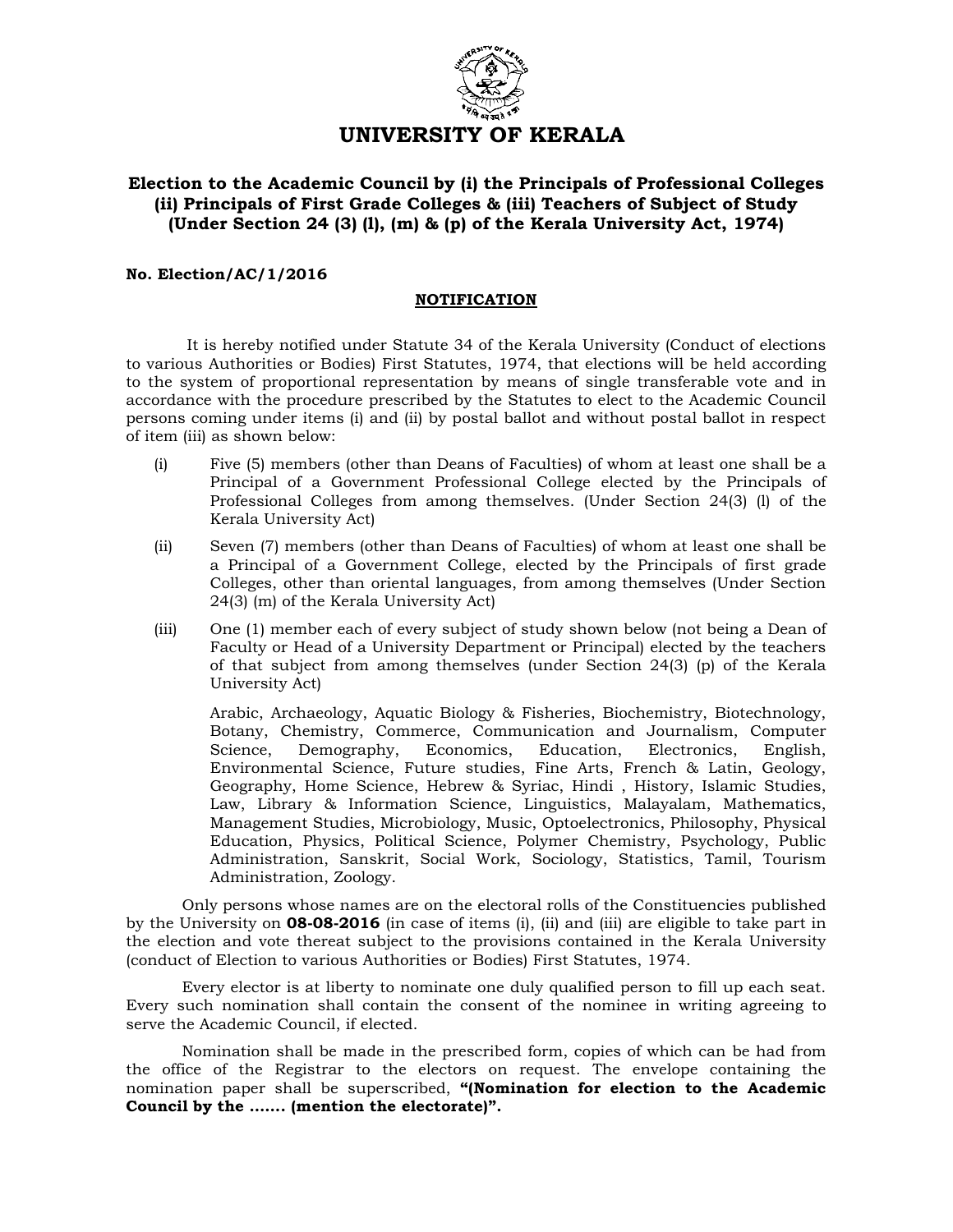# UNIVERSITY OF KERALA

**Election to the Academic Council by (i) the Principals of Professional Colleges (ii) Principals of First Grade Colleges & (iii) Teachers of Subject of Study (Under Section 24 (3) (l), (m) & (p) of the Kerala University Act, 1974)**

**No. Election/AC/1/2016**

## NOTIFICATION

It is hereby notified under Statute 34 of the Kerala University (Conduct of elections to various Authorities or Bodies) First Statutes, 1974, that elections will be held according to the system of proportional representation by means of single transferable vote and in accordance with the procedure prescribed by the Statutes to elect to the Academic Council persons coming under items (i) and (ii) by postal ballot and without postal ballot in respect of item (iii) as shown below:

(i) Five (5) members (other than Deans of Faculties) of whom at least one shall be a Principal of a Government Professional College elected by the Principals of Professional Colleges from among themselves. (Under Section 24(3) (l) of the Kerala University Act)

(ii) Seven (7) members (other than Deans of Faculties) of whom at least one shall be a Principal of a Government College, elected by the Principals of first grade Colleges, other than oriental languages, from among themselves (Under Section 24(3) (m) of the Kerala University Act)

(iii) One (1) member each of every subject of study shown below (not being a Dean of Faculty or Head of a University Department or Principal) elected by the teachers of that subject from among themselves (under Section 24(3) (p) of the Kerala University Act)

Arabic, Archaeology, Aquatic Biology & Fisheries, Biochemistry, Biotechnology, Botany, Chemistry, Commerce, Communication and Journalism, Computer Science, Demography, Economics, Education, Electronics, English, Environmental Science, Future studies, Fine Arts, French & Latin, Geology, Geography, Home Science, Hebrew & Syriac, Hindi , History, Islamic Studies, Law, Library & Information Science, Linguistics, Malayalam, Mathematics, Management Studies, Microbiology, Music, Optoelectronics, Philosophy, Physical Education, Physics, Political Science, Polymer Chemistry, Psychology, Public Administration, Sanskrit, Social Work, Sociology, Statistics, Tamil, Tourism Administration, Zoology.

Only persons whose names are on the electoral rolls of the Constituencies published by the University on **08-08-2016** (in case of items (i), (ii) and (iii) are eligible to take part in the election and vote thereat subject to the provisions contained in the Kerala University (conduct of Election to various Authorities or Bodies) First Statutes, 1974.

Every elector is at liberty to nominate one duly qualified person to fill up each seat. Every such nomination shall contain the consent of the nominee in writing agreeing to serve the Academic Council, if elected.

Nomination shall be made in the prescribed form, copies of which can be had from the office of the Registrar to the electors on request. The envelope containing the nomination paper shall be superscribed, **"(Nomination for election to the Academic Council by the ……. (mention the electorate)".**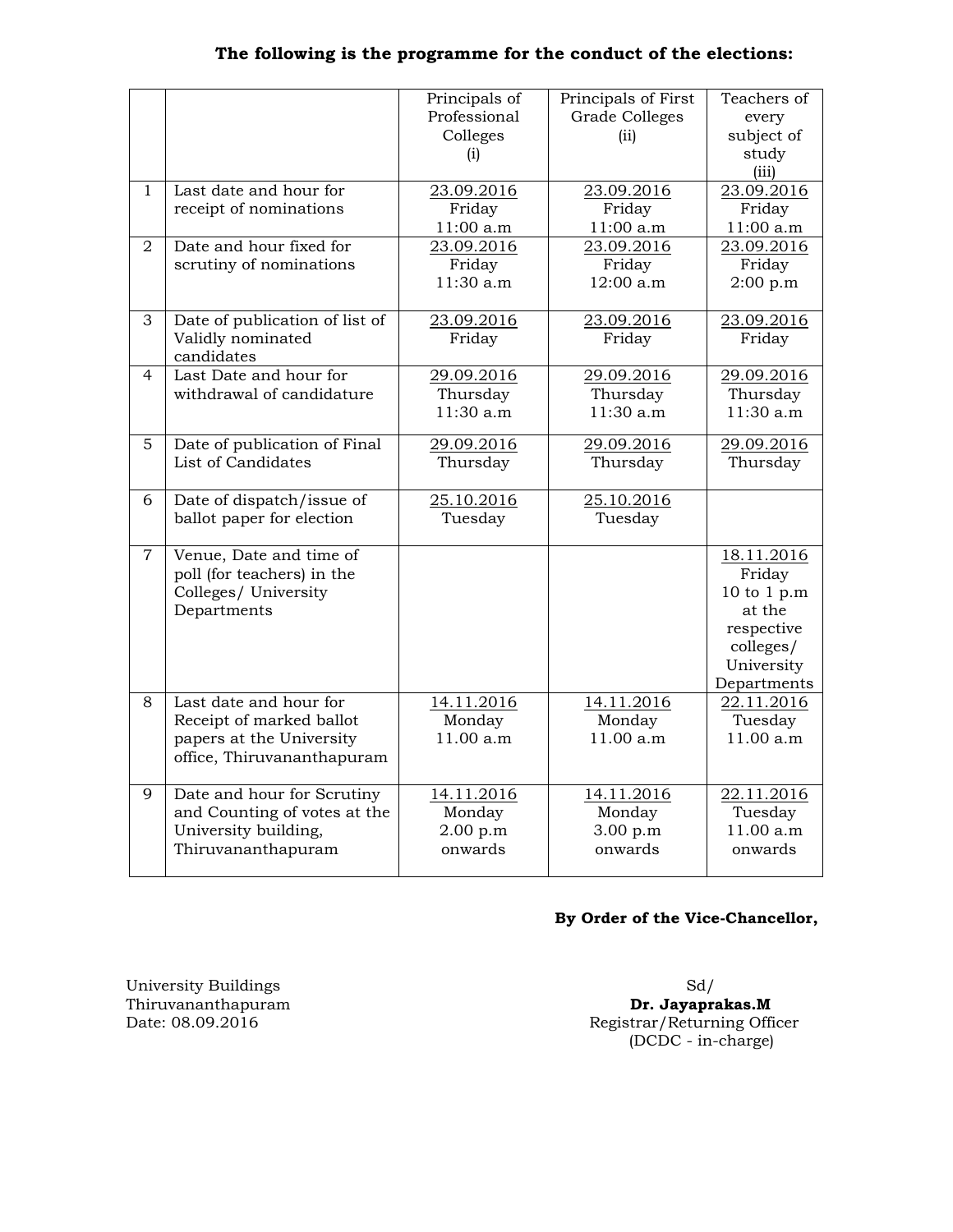**The following is the programme for the conduct of the elections:**

| | | Principals of Professional Colleges (i) | Principals of First Grade Colleges (ii) | Teachers of every subject of study (iii) |
|---|---|---|---|---|
| 1 | Last date and hour for receipt of nominations | 23.09.2016 Friday 11:00 a.m | 23.09.2016 Friday 11:00 a.m | 23.09.2016 Friday 11:00 a.m |
| 2 | Date and hour fixed for scrutiny of nominations | 23.09.2016 Friday 11:30 a.m | 23.09.2016 Friday 12:00 a.m | 23.09.2016 Friday 2:00 p.m |
| 3 | Date of publication of list of Validly nominated candidates | 23.09.2016 Friday | 23.09.2016 Friday | 23.09.2016 Friday |
| 4 | Last Date and hour for withdrawal of candidature | 29.09.2016 Thursday 11:30 a.m | 29.09.2016 Thursday 11:30 a.m | 29.09.2016 Thursday 11:30 a.m |
| 5 | Date of publication of Final List of Candidates | 29.09.2016 Thursday | 29.09.2016 Thursday | 29.09.2016 Thursday |
| 6 | Date of dispatch/issue of ballot paper for election | 25.10.2016 Tuesday | 25.10.2016 Tuesday | |
| 7 | Venue, Date and time of poll (for teachers) in the Colleges/ University Departments | | | 18.11.2016 Friday 10 to 1 p.m at the respective colleges/ University Departments |
| 8 | Last date and hour for Receipt of marked ballot papers at the University office, Thiruvananthapuram | 14.11.2016 Monday 11.00 a.m | 14.11.2016 Monday 11.00 a.m | 22.11.2016 Tuesday 11.00 a.m |
| 9 | Date and hour for Scrutiny and Counting of votes at the University building, Thiruvananthapuram | 14.11.2016 Monday 2.00 p.m onwards | 14.11.2016 Monday 3.00 p.m onwards | 22.11.2016 Tuesday 11.00 a.m onwards |

**By Order of the Vice-Chancellor,**

University Buildings
Thiruvananthapuram
Date: 08.09.2016

Sd/
**Dr. Jayaprakas.M**
Registrar/Returning Officer
(DCDC - in-charge)